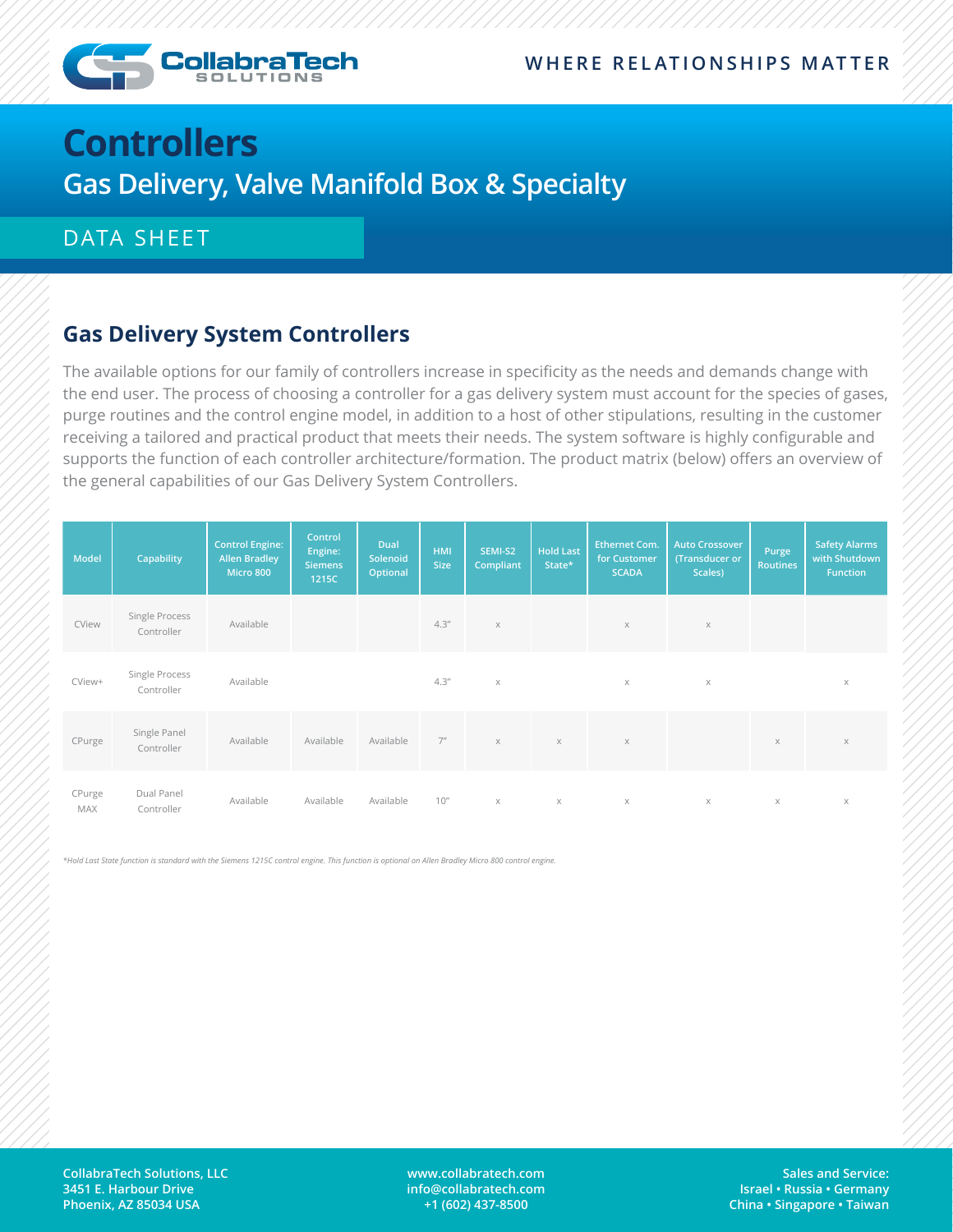# Controllers

## Gas Delivery, Valve Manifold Box & Specialty

DATA SHEET

### Gas Delivery System Controllers

The available options for our family of controllers increase in specificity as the needs and demands change with the end user. The process of choosing a controller for a gas delivery system must account for the species of gases, purge routines and the control engine model, in addition to a host of other stipulations, resulting in the customer receiving a tailored and practical product that meets their needs. The system software is highly configurable and supports the function of each controller architecture/formation. The product matrix (below) offers an overview of the general capabilities of our Gas Delivery System Controllers.

| Model | Capability | Control Engine: Allen Bradley Micro 800 | Control Engine: Siemens 1215C | Dual Solenoid Optional | HMI Size | SEMI-S2 Compliant | Hold Last State* | Ethernet Com. for Customer SCADA | Auto Crossover (Transducer or Scales) | Purge Routines | Safety Alarms with Shutdown Function |
|---|---|---|---|---|---|---|---|---|---|---|---|
| CView | Single Process Controller | Available | | | 4.3" | x | | x | x | | |
| CView+ | Single Process Controller | Available | | | 4.3" | x | | x | x | | x |
| CPurge | Single Panel Controller | Available | Available | Available | 7" | x | x | x | | x | x |
| CPurge MAX | Dual Panel Controller | Available | Available | Available | 10" | x | x | x | x | x | x |

*\*Hold Last State function is standard with the Siemens 1215C control engine. This function is optional on Allen Bradley Micro 800 control engine.*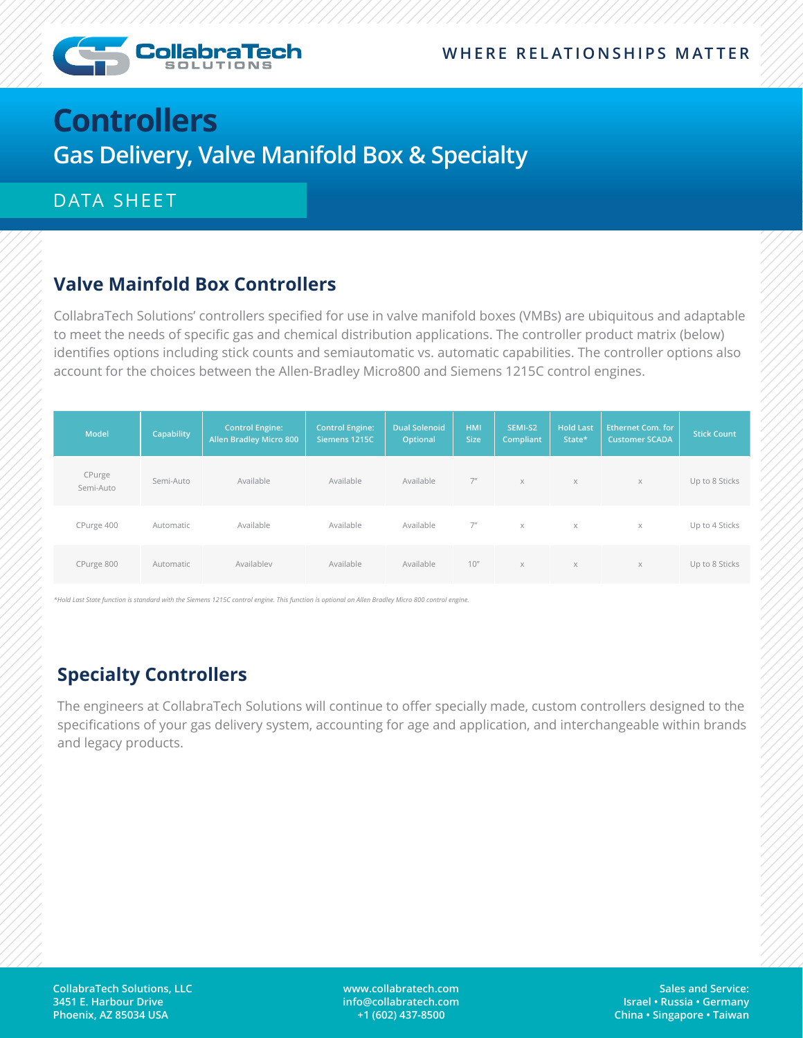# Controllers

## Gas Delivery, Valve Manifold Box & Specialty

DATA SHEET

## Valve Mainfold Box Controllers

CollabraTech Solutions' controllers specified for use in valve manifold boxes (VMBs) are ubiquitous and adaptable to meet the needs of specific gas and chemical distribution applications. The controller product matrix (below) identifies options including stick counts and semiautomatic vs. automatic capabilities. The controller options also account for the choices between the Allen-Bradley Micro800 and Siemens 1215C control engines.

| Model | Capability | Control Engine: Allen Bradley Micro 800 | Control Engine: Siemens 1215C | Dual Solenoid Optional | HMI Size | SEMI-S2 Compliant | Hold Last State* | Ethernet Com. for Customer SCADA | Stick Count |
|---|---|---|---|---|---|---|---|---|---|
| CPurge Semi-Auto | Semi-Auto | Available | Available | Available | 7" | x | x | x | Up to 8 Sticks |
| CPurge 400 | Automatic | Available | Available | Available | 7" | x | x | x | Up to 4 Sticks |
| CPurge 800 | Automatic | Availablev | Available | Available | 10" | x | x | x | Up to 8 Sticks |

*\*Hold Last State function is standard with the Siemens 1215C control engine. This function is optional on Allen Bradley Micro 800 control engine.*

## Specialty Controllers

The engineers at CollabraTech Solutions will continue to offer specially made, custom controllers designed to the specifications of your gas delivery system, accounting for age and application, and interchangeable within brands and legacy products.

**CollabraTech Solutions, LLC**
**3451 E. Harbour Drive**
**Phoenix, AZ 85034 USA**

**www.collabratech.com**
**info@collabratech.com**
**+1 (602) 437-8500**

**Sales and Service:**
**Israel • Russia • Germany**
**China • Singapore • Taiwan**